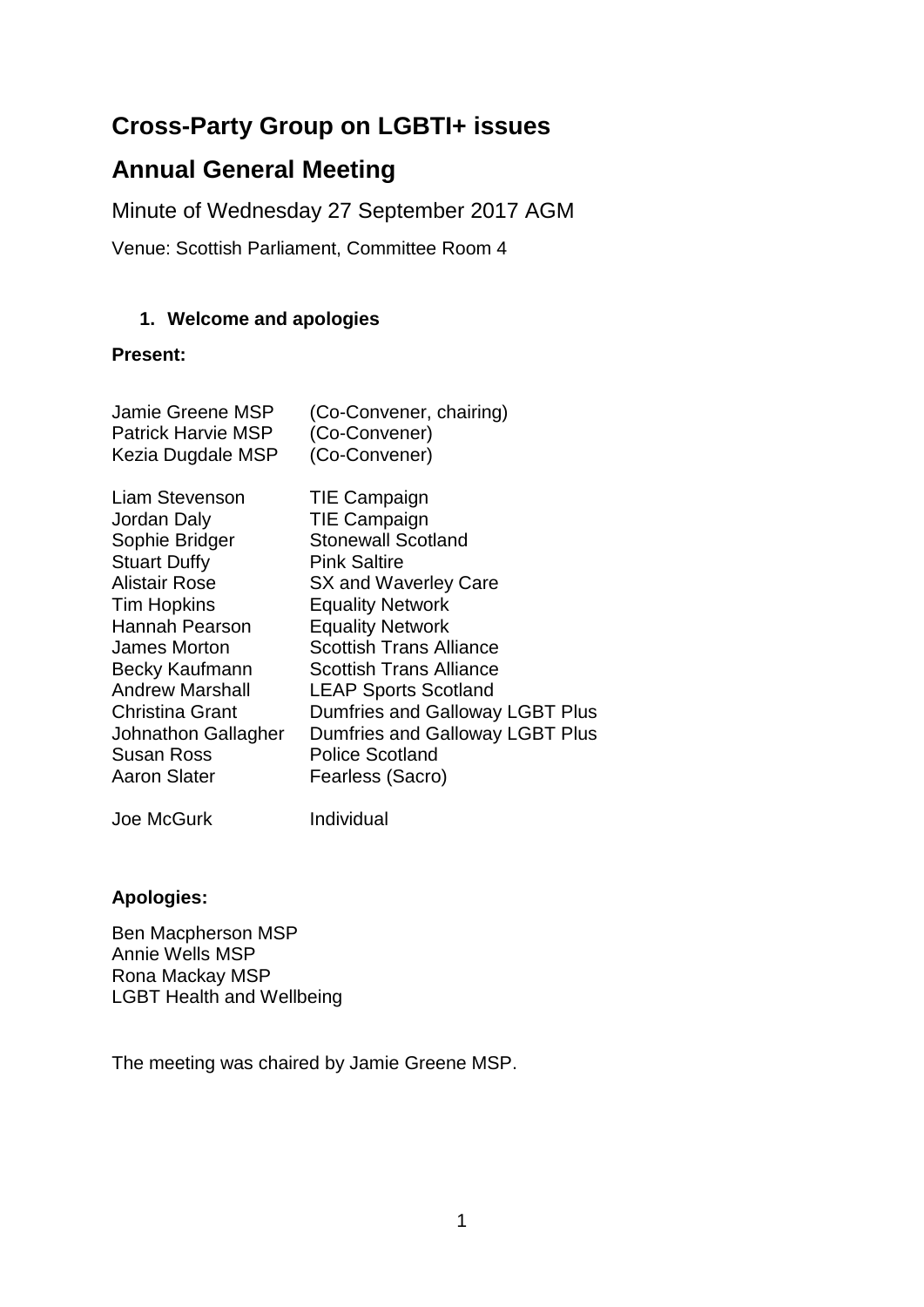# Cross-Party Group on LGBTI+ issues

# Annual General Meeting

Minute of Wednesday 27 September 2017 AGM

Venue: Scottish Parliament, Committee Room 4

1. **Welcome and apologies**

**Present:**

| | |
|---|---|
| Jamie Greene MSP | (Co-Convener, chairing) |
| Patrick Harvie MSP | (Co-Convener) |
| Kezia Dugdale MSP | (Co-Convener) |
| | |
| Liam Stevenson | TIE Campaign |
| Jordan Daly | TIE Campaign |
| Sophie Bridger | Stonewall Scotland |
| Stuart Duffy | Pink Saltire |
| Alistair Rose | SX and Waverley Care |
| Tim Hopkins | Equality Network |
| Hannah Pearson | Equality Network |
| James Morton | Scottish Trans Alliance |
| Becky Kaufmann | Scottish Trans Alliance |
| Andrew Marshall | LEAP Sports Scotland |
| Christina Grant | Dumfries and Galloway LGBT Plus |
| Johnathon Gallagher | Dumfries and Galloway LGBT Plus |
| Susan Ross | Police Scotland |
| Aaron Slater | Fearless (Sacro) |
| | |
| Joe McGurk | Individual |

**Apologies:**

Ben Macpherson MSP
Annie Wells MSP
Rona Mackay MSP
LGBT Health and Wellbeing

The meeting was chaired by Jamie Greene MSP.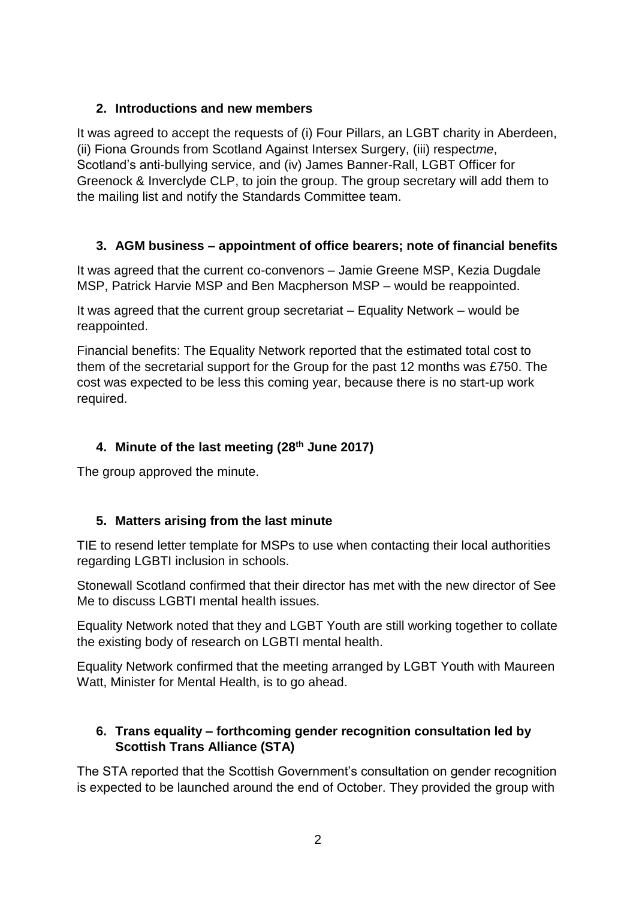## 2. Introductions and new members

It was agreed to accept the requests of (i) Four Pillars, an LGBT charity in Aberdeen, (ii) Fiona Grounds from Scotland Against Intersex Surgery, (iii) respect*me*, Scotland's anti-bullying service, and (iv) James Banner-Rall, LGBT Officer for Greenock & Inverclyde CLP, to join the group. The group secretary will add them to the mailing list and notify the Standards Committee team.

## 3. AGM business – appointment of office bearers; note of financial benefits

It was agreed that the current co-convenors – Jamie Greene MSP, Kezia Dugdale MSP, Patrick Harvie MSP and Ben Macpherson MSP – would be reappointed.

It was agreed that the current group secretariat – Equality Network – would be reappointed.

Financial benefits: The Equality Network reported that the estimated total cost to them of the secretarial support for the Group for the past 12 months was £750. The cost was expected to be less this coming year, because there is no start-up work required.

## 4. Minute of the last meeting (28th June 2017)

The group approved the minute.

## 5. Matters arising from the last minute

TIE to resend letter template for MSPs to use when contacting their local authorities regarding LGBTI inclusion in schools.

Stonewall Scotland confirmed that their director has met with the new director of See Me to discuss LGBTI mental health issues.

Equality Network noted that they and LGBT Youth are still working together to collate the existing body of research on LGBTI mental health.

Equality Network confirmed that the meeting arranged by LGBT Youth with Maureen Watt, Minister for Mental Health, is to go ahead.

## 6. Trans equality – forthcoming gender recognition consultation led by Scottish Trans Alliance (STA)

The STA reported that the Scottish Government's consultation on gender recognition is expected to be launched around the end of October. They provided the group with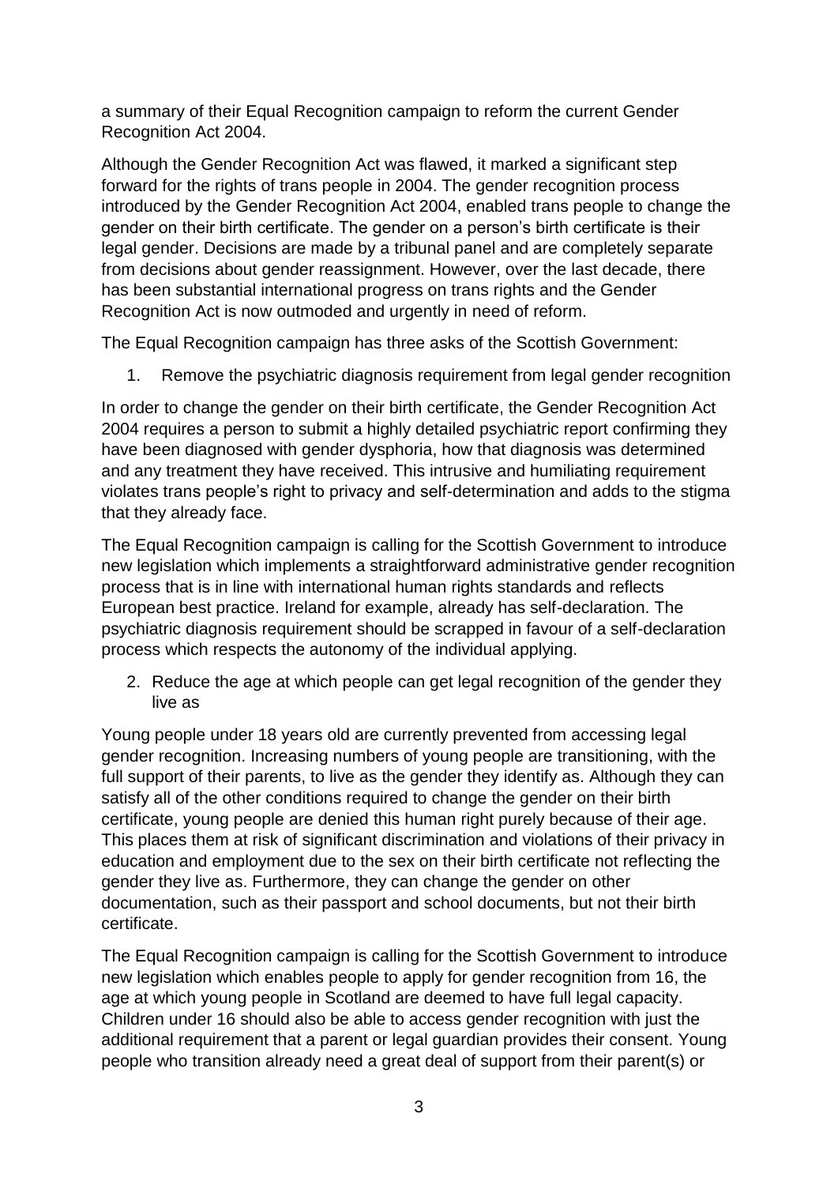a summary of their Equal Recognition campaign to reform the current Gender Recognition Act 2004.

Although the Gender Recognition Act was flawed, it marked a significant step forward for the rights of trans people in 2004. The gender recognition process introduced by the Gender Recognition Act 2004, enabled trans people to change the gender on their birth certificate. The gender on a person's birth certificate is their legal gender. Decisions are made by a tribunal panel and are completely separate from decisions about gender reassignment. However, over the last decade, there has been substantial international progress on trans rights and the Gender Recognition Act is now outmoded and urgently in need of reform.

The Equal Recognition campaign has three asks of the Scottish Government:

1. Remove the psychiatric diagnosis requirement from legal gender recognition

In order to change the gender on their birth certificate, the Gender Recognition Act 2004 requires a person to submit a highly detailed psychiatric report confirming they have been diagnosed with gender dysphoria, how that diagnosis was determined and any treatment they have received. This intrusive and humiliating requirement violates trans people's right to privacy and self-determination and adds to the stigma that they already face.

The Equal Recognition campaign is calling for the Scottish Government to introduce new legislation which implements a straightforward administrative gender recognition process that is in line with international human rights standards and reflects European best practice. Ireland for example, already has self-declaration. The psychiatric diagnosis requirement should be scrapped in favour of a self-declaration process which respects the autonomy of the individual applying.

2. Reduce the age at which people can get legal recognition of the gender they live as

Young people under 18 years old are currently prevented from accessing legal gender recognition. Increasing numbers of young people are transitioning, with the full support of their parents, to live as the gender they identify as. Although they can satisfy all of the other conditions required to change the gender on their birth certificate, young people are denied this human right purely because of their age. This places them at risk of significant discrimination and violations of their privacy in education and employment due to the sex on their birth certificate not reflecting the gender they live as. Furthermore, they can change the gender on other documentation, such as their passport and school documents, but not their birth certificate.

The Equal Recognition campaign is calling for the Scottish Government to introduce new legislation which enables people to apply for gender recognition from 16, the age at which young people in Scotland are deemed to have full legal capacity. Children under 16 should also be able to access gender recognition with just the additional requirement that a parent or legal guardian provides their consent. Young people who transition already need a great deal of support from their parent(s) or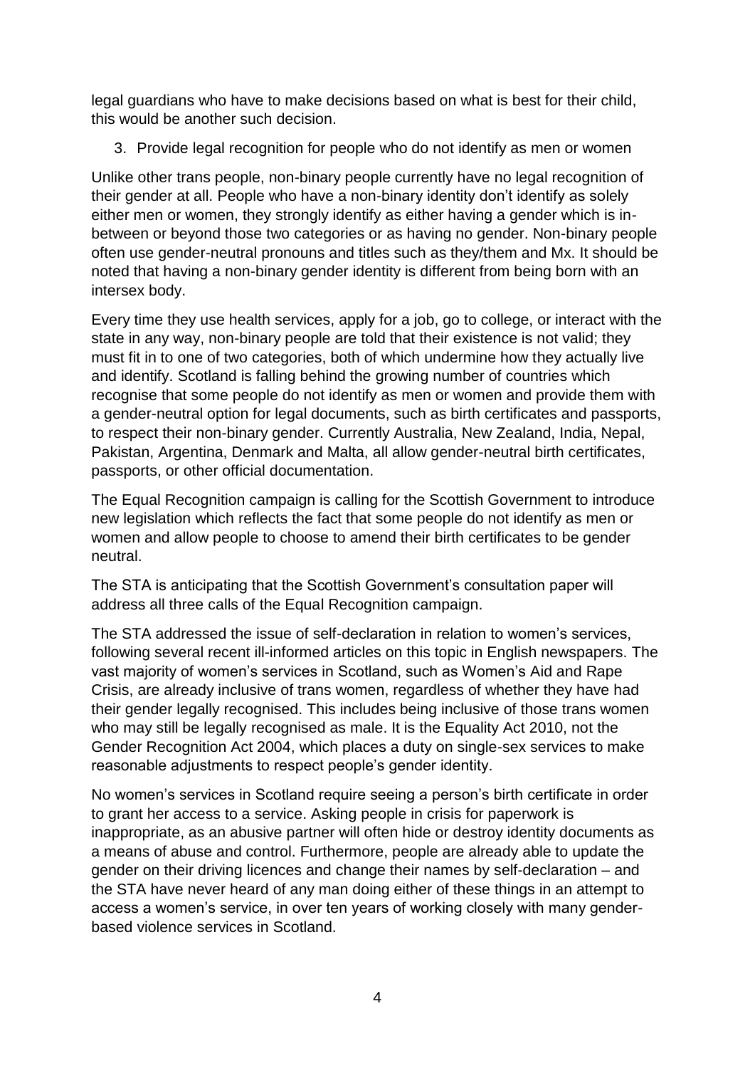legal guardians who have to make decisions based on what is best for their child, this would be another such decision.

3. Provide legal recognition for people who do not identify as men or women

Unlike other trans people, non-binary people currently have no legal recognition of their gender at all. People who have a non-binary identity don't identify as solely either men or women, they strongly identify as either having a gender which is in-between or beyond those two categories or as having no gender. Non-binary people often use gender-neutral pronouns and titles such as they/them and Mx. It should be noted that having a non-binary gender identity is different from being born with an intersex body.

Every time they use health services, apply for a job, go to college, or interact with the state in any way, non-binary people are told that their existence is not valid; they must fit in to one of two categories, both of which undermine how they actually live and identify. Scotland is falling behind the growing number of countries which recognise that some people do not identify as men or women and provide them with a gender-neutral option for legal documents, such as birth certificates and passports, to respect their non-binary gender. Currently Australia, New Zealand, India, Nepal, Pakistan, Argentina, Denmark and Malta, all allow gender-neutral birth certificates, passports, or other official documentation.

The Equal Recognition campaign is calling for the Scottish Government to introduce new legislation which reflects the fact that some people do not identify as men or women and allow people to choose to amend their birth certificates to be gender neutral.

The STA is anticipating that the Scottish Government's consultation paper will address all three calls of the Equal Recognition campaign.

The STA addressed the issue of self-declaration in relation to women's services, following several recent ill-informed articles on this topic in English newspapers. The vast majority of women's services in Scotland, such as Women's Aid and Rape Crisis, are already inclusive of trans women, regardless of whether they have had their gender legally recognised. This includes being inclusive of those trans women who may still be legally recognised as male. It is the Equality Act 2010, not the Gender Recognition Act 2004, which places a duty on single-sex services to make reasonable adjustments to respect people's gender identity.

No women's services in Scotland require seeing a person's birth certificate in order to grant her access to a service. Asking people in crisis for paperwork is inappropriate, as an abusive partner will often hide or destroy identity documents as a means of abuse and control. Furthermore, people are already able to update the gender on their driving licences and change their names by self-declaration – and the STA have never heard of any man doing either of these things in an attempt to access a women's service, in over ten years of working closely with many gender-based violence services in Scotland.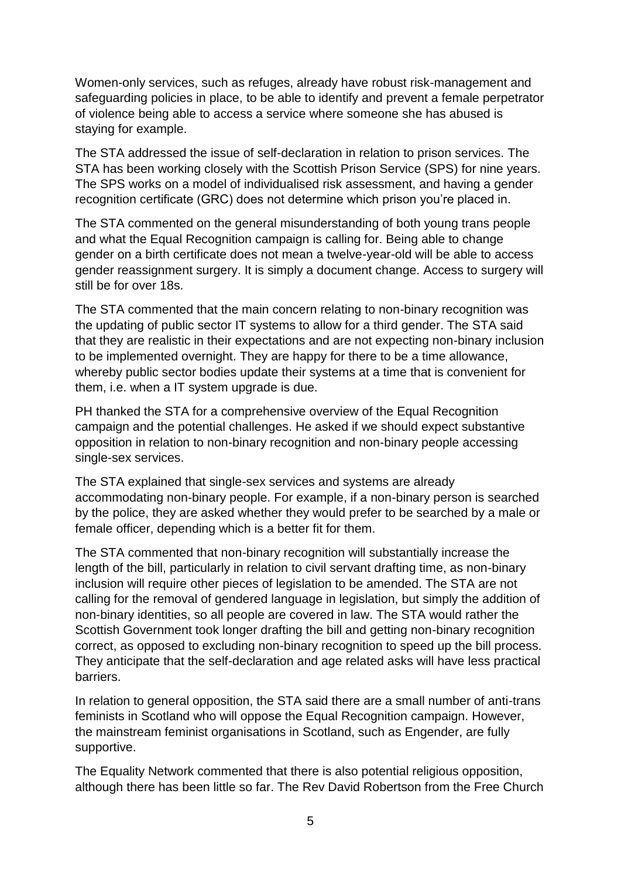Women-only services, such as refuges, already have robust risk-management and safeguarding policies in place, to be able to identify and prevent a female perpetrator of violence being able to access a service where someone she has abused is staying for example.

The STA addressed the issue of self-declaration in relation to prison services. The STA has been working closely with the Scottish Prison Service (SPS) for nine years. The SPS works on a model of individualised risk assessment, and having a gender recognition certificate (GRC) does not determine which prison you're placed in.

The STA commented on the general misunderstanding of both young trans people and what the Equal Recognition campaign is calling for. Being able to change gender on a birth certificate does not mean a twelve-year-old will be able to access gender reassignment surgery. It is simply a document change. Access to surgery will still be for over 18s.

The STA commented that the main concern relating to non-binary recognition was the updating of public sector IT systems to allow for a third gender. The STA said that they are realistic in their expectations and are not expecting non-binary inclusion to be implemented overnight. They are happy for there to be a time allowance, whereby public sector bodies update their systems at a time that is convenient for them, i.e. when a IT system upgrade is due.

PH thanked the STA for a comprehensive overview of the Equal Recognition campaign and the potential challenges. He asked if we should expect substantive opposition in relation to non-binary recognition and non-binary people accessing single-sex services.

The STA explained that single-sex services and systems are already accommodating non-binary people. For example, if a non-binary person is searched by the police, they are asked whether they would prefer to be searched by a male or female officer, depending which is a better fit for them.

The STA commented that non-binary recognition will substantially increase the length of the bill, particularly in relation to civil servant drafting time, as non-binary inclusion will require other pieces of legislation to be amended. The STA are not calling for the removal of gendered language in legislation, but simply the addition of non-binary identities, so all people are covered in law. The STA would rather the Scottish Government took longer drafting the bill and getting non-binary recognition correct, as opposed to excluding non-binary recognition to speed up the bill process. They anticipate that the self-declaration and age related asks will have less practical barriers.

In relation to general opposition, the STA said there are a small number of anti-trans feminists in Scotland who will oppose the Equal Recognition campaign. However, the mainstream feminist organisations in Scotland, such as Engender, are fully supportive.

The Equality Network commented that there is also potential religious opposition, although there has been little so far. The Rev David Robertson from the Free Church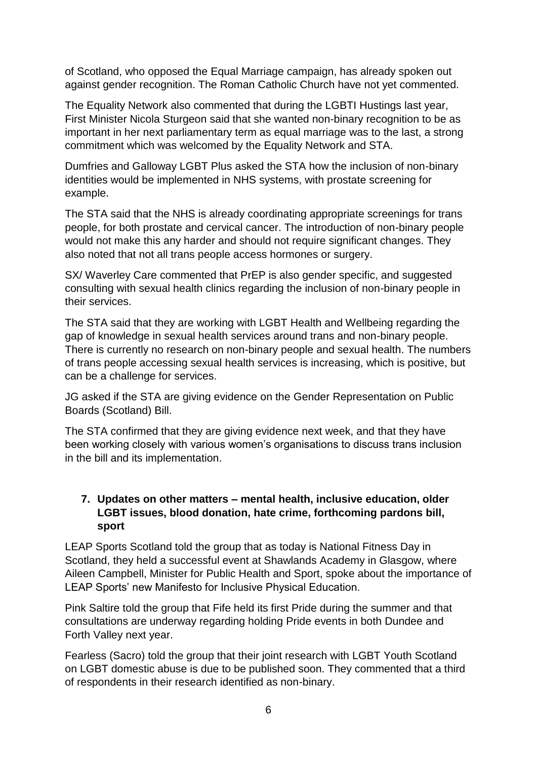of Scotland, who opposed the Equal Marriage campaign, has already spoken out against gender recognition. The Roman Catholic Church have not yet commented.

The Equality Network also commented that during the LGBTI Hustings last year, First Minister Nicola Sturgeon said that she wanted non-binary recognition to be as important in her next parliamentary term as equal marriage was to the last, a strong commitment which was welcomed by the Equality Network and STA.

Dumfries and Galloway LGBT Plus asked the STA how the inclusion of non-binary identities would be implemented in NHS systems, with prostate screening for example.

The STA said that the NHS is already coordinating appropriate screenings for trans people, for both prostate and cervical cancer. The introduction of non-binary people would not make this any harder and should not require significant changes. They also noted that not all trans people access hormones or surgery.

SX/ Waverley Care commented that PrEP is also gender specific, and suggested consulting with sexual health clinics regarding the inclusion of non-binary people in their services.

The STA said that they are working with LGBT Health and Wellbeing regarding the gap of knowledge in sexual health services around trans and non-binary people. There is currently no research on non-binary people and sexual health. The numbers of trans people accessing sexual health services is increasing, which is positive, but can be a challenge for services.

JG asked if the STA are giving evidence on the Gender Representation on Public Boards (Scotland) Bill.

The STA confirmed that they are giving evidence next week, and that they have been working closely with various women's organisations to discuss trans inclusion in the bill and its implementation.

### 7. Updates on other matters – mental health, inclusive education, older LGBT issues, blood donation, hate crime, forthcoming pardons bill, sport

LEAP Sports Scotland told the group that as today is National Fitness Day in Scotland, they held a successful event at Shawlands Academy in Glasgow, where Aileen Campbell, Minister for Public Health and Sport, spoke about the importance of LEAP Sports' new Manifesto for Inclusive Physical Education.

Pink Saltire told the group that Fife held its first Pride during the summer and that consultations are underway regarding holding Pride events in both Dundee and Forth Valley next year.

Fearless (Sacro) told the group that their joint research with LGBT Youth Scotland on LGBT domestic abuse is due to be published soon. They commented that a third of respondents in their research identified as non-binary.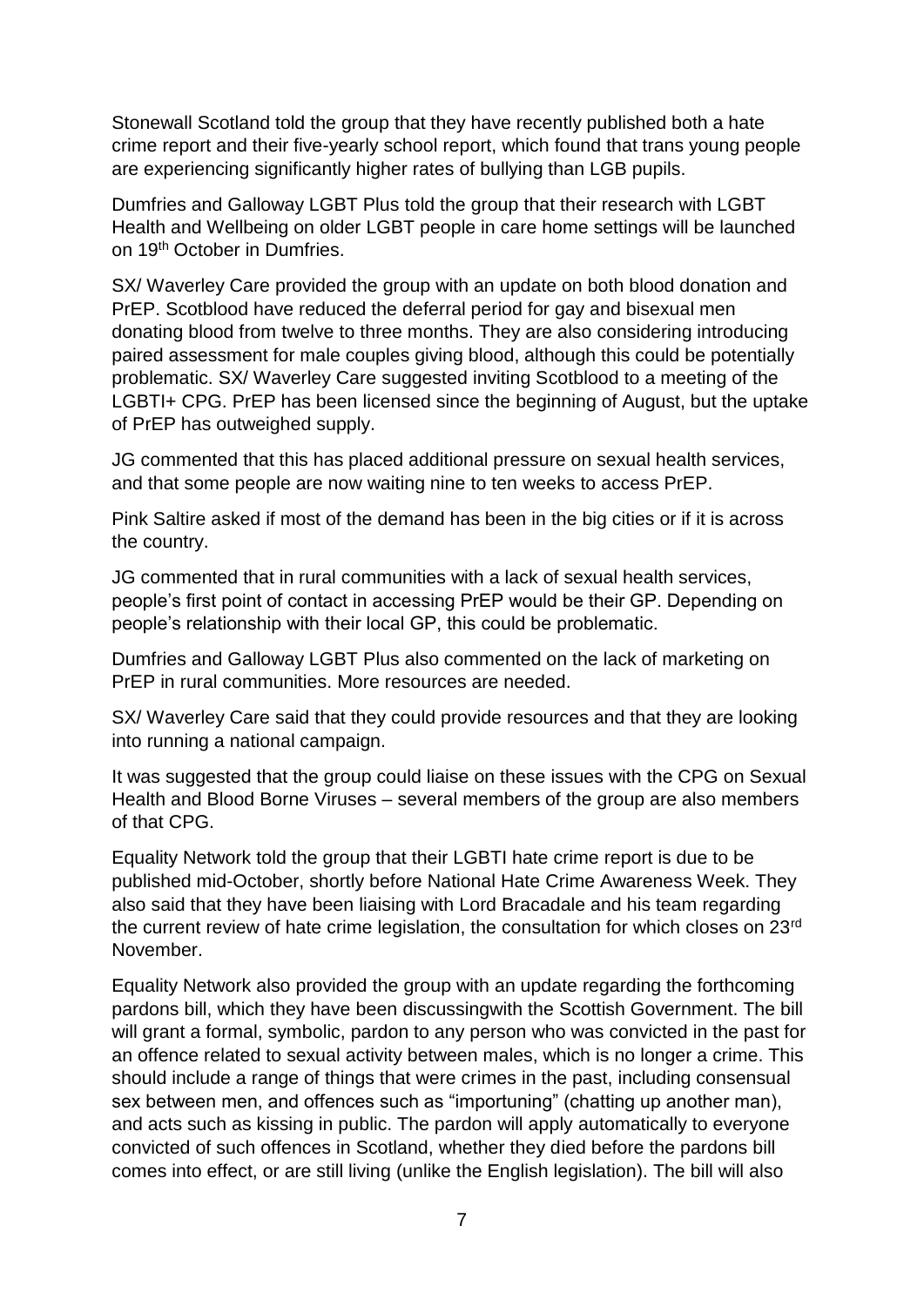Stonewall Scotland told the group that they have recently published both a hate crime report and their five-yearly school report, which found that trans young people are experiencing significantly higher rates of bullying than LGB pupils.

Dumfries and Galloway LGBT Plus told the group that their research with LGBT Health and Wellbeing on older LGBT people in care home settings will be launched on 19th October in Dumfries.

SX/ Waverley Care provided the group with an update on both blood donation and PrEP. Scotblood have reduced the deferral period for gay and bisexual men donating blood from twelve to three months. They are also considering introducing paired assessment for male couples giving blood, although this could be potentially problematic. SX/ Waverley Care suggested inviting Scotblood to a meeting of the LGBTI+ CPG. PrEP has been licensed since the beginning of August, but the uptake of PrEP has outweighed supply.

JG commented that this has placed additional pressure on sexual health services, and that some people are now waiting nine to ten weeks to access PrEP.

Pink Saltire asked if most of the demand has been in the big cities or if it is across the country.

JG commented that in rural communities with a lack of sexual health services, people's first point of contact in accessing PrEP would be their GP. Depending on people's relationship with their local GP, this could be problematic.

Dumfries and Galloway LGBT Plus also commented on the lack of marketing on PrEP in rural communities. More resources are needed.

SX/ Waverley Care said that they could provide resources and that they are looking into running a national campaign.

It was suggested that the group could liaise on these issues with the CPG on Sexual Health and Blood Borne Viruses – several members of the group are also members of that CPG.

Equality Network told the group that their LGBTI hate crime report is due to be published mid-October, shortly before National Hate Crime Awareness Week. They also said that they have been liaising with Lord Bracadale and his team regarding the current review of hate crime legislation, the consultation for which closes on 23rd November.

Equality Network also provided the group with an update regarding the forthcoming pardons bill, which they have been discussingwith the Scottish Government. The bill will grant a formal, symbolic, pardon to any person who was convicted in the past for an offence related to sexual activity between males, which is no longer a crime. This should include a range of things that were crimes in the past, including consensual sex between men, and offences such as "importuning" (chatting up another man), and acts such as kissing in public. The pardon will apply automatically to everyone convicted of such offences in Scotland, whether they died before the pardons bill comes into effect, or are still living (unlike the English legislation). The bill will also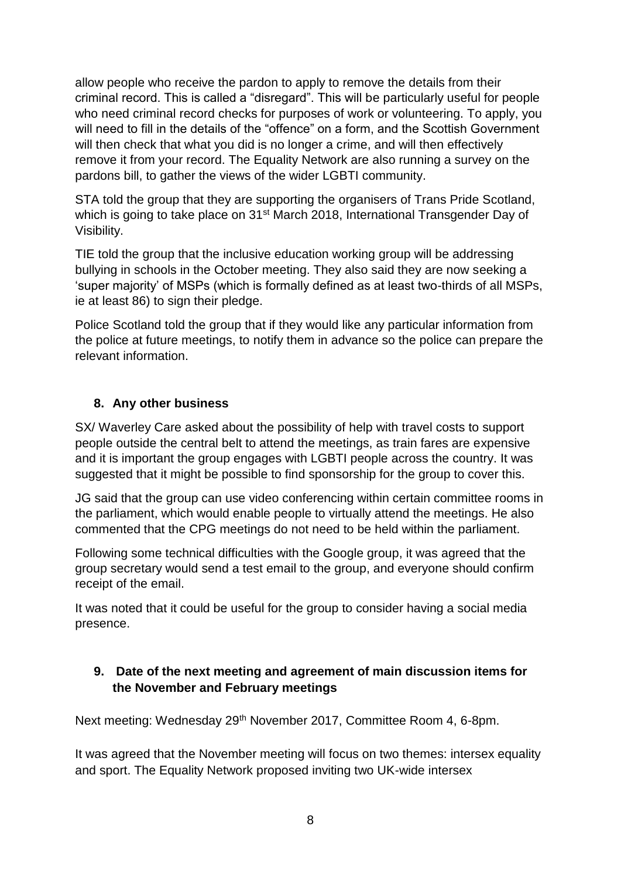allow people who receive the pardon to apply to remove the details from their criminal record. This is called a "disregard". This will be particularly useful for people who need criminal record checks for purposes of work or volunteering. To apply, you will need to fill in the details of the "offence" on a form, and the Scottish Government will then check that what you did is no longer a crime, and will then effectively remove it from your record. The Equality Network are also running a survey on the pardons bill, to gather the views of the wider LGBTI community.

STA told the group that they are supporting the organisers of Trans Pride Scotland, which is going to take place on 31st March 2018, International Transgender Day of Visibility.

TIE told the group that the inclusive education working group will be addressing bullying in schools in the October meeting. They also said they are now seeking a 'super majority' of MSPs (which is formally defined as at least two-thirds of all MSPs, ie at least 86) to sign their pledge.

Police Scotland told the group that if they would like any particular information from the police at future meetings, to notify them in advance so the police can prepare the relevant information.

## 8. Any other business

SX/ Waverley Care asked about the possibility of help with travel costs to support people outside the central belt to attend the meetings, as train fares are expensive and it is important the group engages with LGBTI people across the country. It was suggested that it might be possible to find sponsorship for the group to cover this.

JG said that the group can use video conferencing within certain committee rooms in the parliament, which would enable people to virtually attend the meetings. He also commented that the CPG meetings do not need to be held within the parliament.

Following some technical difficulties with the Google group, it was agreed that the group secretary would send a test email to the group, and everyone should confirm receipt of the email.

It was noted that it could be useful for the group to consider having a social media presence.

## 9. Date of the next meeting and agreement of main discussion items for the November and February meetings

Next meeting: Wednesday 29th November 2017, Committee Room 4, 6-8pm.

It was agreed that the November meeting will focus on two themes: intersex equality and sport. The Equality Network proposed inviting two UK-wide intersex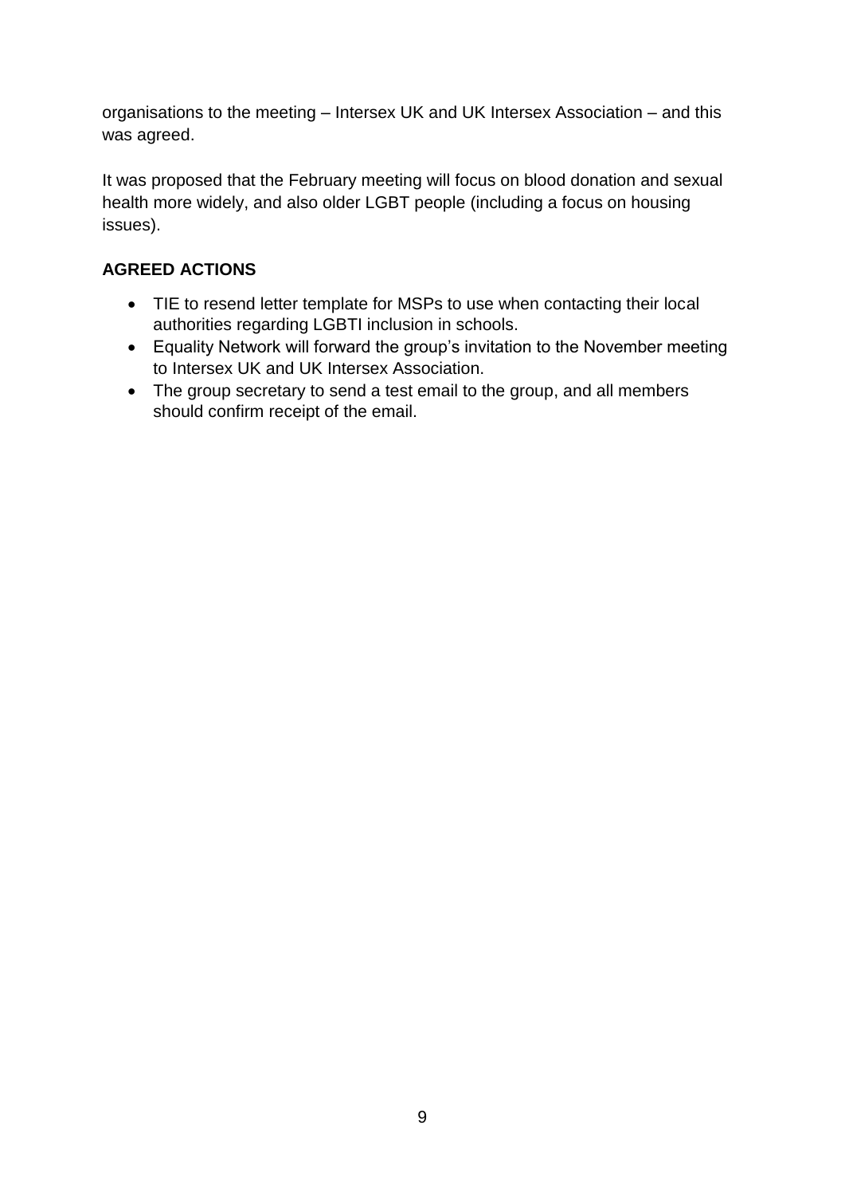organisations to the meeting – Intersex UK and UK Intersex Association – and this was agreed.

It was proposed that the February meeting will focus on blood donation and sexual health more widely, and also older LGBT people (including a focus on housing issues).

**AGREED ACTIONS**

- TIE to resend letter template for MSPs to use when contacting their local authorities regarding LGBTI inclusion in schools.
- Equality Network will forward the group's invitation to the November meeting to Intersex UK and UK Intersex Association.
- The group secretary to send a test email to the group, and all members should confirm receipt of the email.